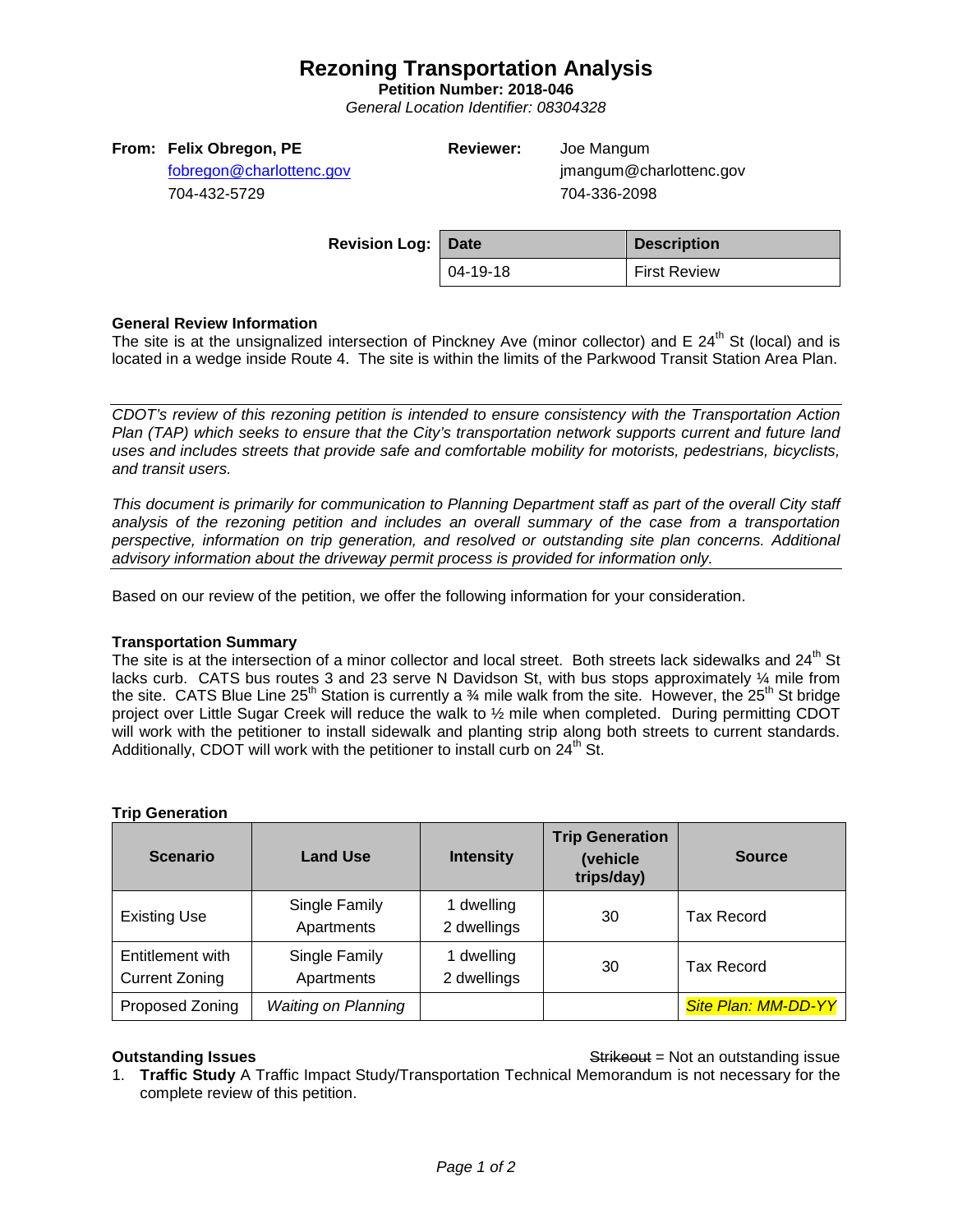# Rezoning Transportation Analysis

**Petition Number: 2018-046**

*General Location Identifier: 08304328*

**From:** **Felix Obregon, PE**
fobregon@charlottenc.gov
704-432-5729

**Reviewer:** Joe Mangum
jmangum@charlottenc.gov
704-336-2098

**Revision Log:**

| Date | Description |
|---|---|
| 04-19-18 | First Review |

### General Review Information

The site is at the unsignalized intersection of Pinckney Ave (minor collector) and E 24th St (local) and is located in a wedge inside Route 4. The site is within the limits of the Parkwood Transit Station Area Plan.

*CDOT's review of this rezoning petition is intended to ensure consistency with the Transportation Action Plan (TAP) which seeks to ensure that the City's transportation network supports current and future land uses and includes streets that provide safe and comfortable mobility for motorists, pedestrians, bicyclists, and transit users.*

*This document is primarily for communication to Planning Department staff as part of the overall City staff analysis of the rezoning petition and includes an overall summary of the case from a transportation perspective, information on trip generation, and resolved or outstanding site plan concerns. Additional advisory information about the driveway permit process is provided for information only.*

Based on our review of the petition, we offer the following information for your consideration.

### Transportation Summary

The site is at the intersection of a minor collector and local street. Both streets lack sidewalks and 24th St lacks curb. CATS bus routes 3 and 23 serve N Davidson St, with bus stops approximately ¼ mile from the site. CATS Blue Line 25th Station is currently a ¾ mile walk from the site. However, the 25th St bridge project over Little Sugar Creek will reduce the walk to ½ mile when completed. During permitting CDOT will work with the petitioner to install sidewalk and planting strip along both streets to current standards. Additionally, CDOT will work with the petitioner to install curb on 24th St.

### Trip Generation

| Scenario | Land Use | Intensity | Trip Generation (vehicle trips/day) | Source |
|---|---|---|---|---|
| Existing Use | Single Family<br>Apartments | 1 dwelling<br>2 dwellings | 30 | Tax Record |
| Entitlement with Current Zoning | Single Family<br>Apartments | 1 dwelling<br>2 dwellings | 30 | Tax Record |
| Proposed Zoning | *Waiting on Planning* | | | *Site Plan: MM-DD-YY* |

### Outstanding Issues

~~Strikeout~~ = Not an outstanding issue

1. **Traffic Study** A Traffic Impact Study/Transportation Technical Memorandum is not necessary for the complete review of this petition.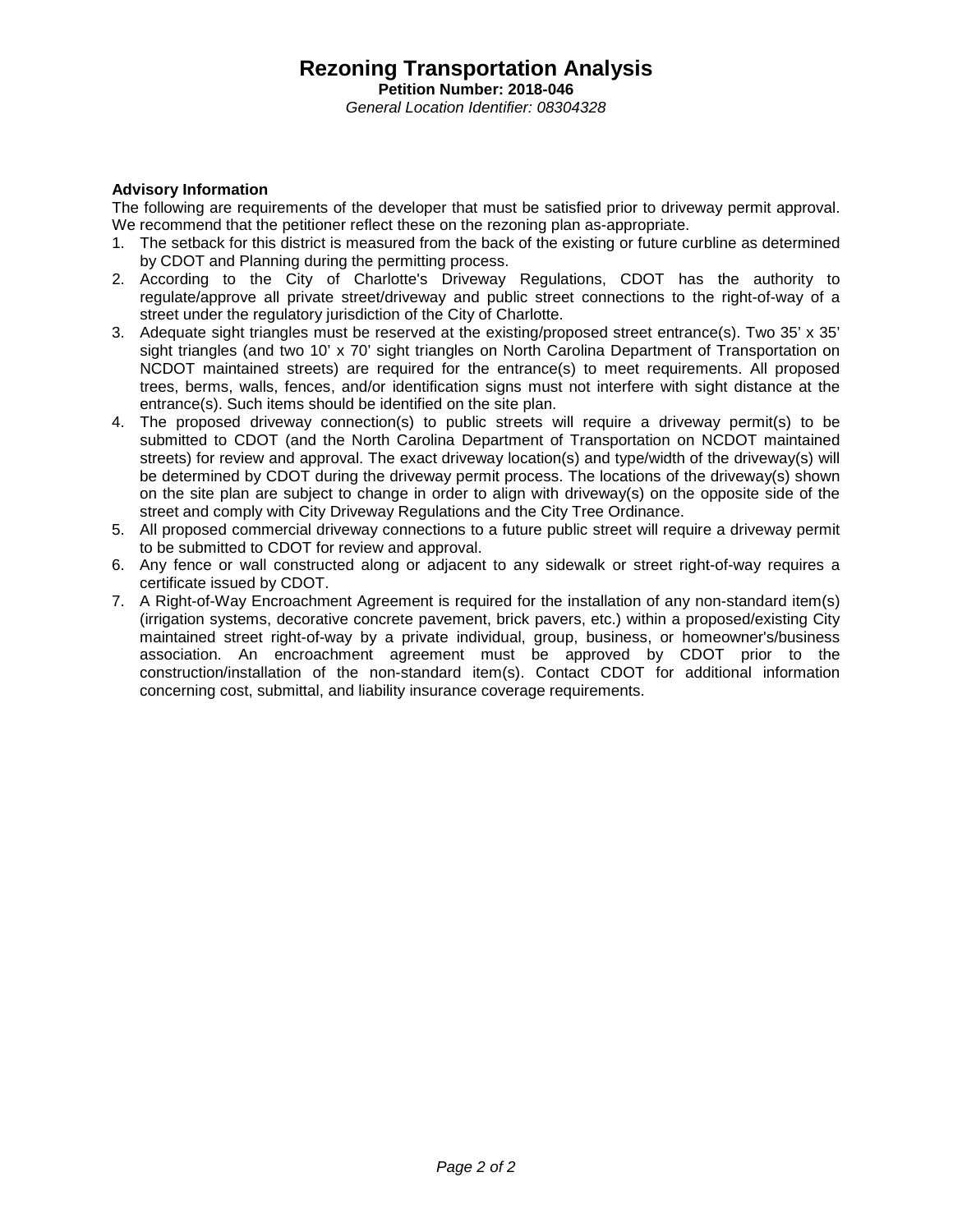# Rezoning Transportation Analysis

**Petition Number: 2018-046**

*General Location Identifier: 08304328*

**Advisory Information**

The following are requirements of the developer that must be satisfied prior to driveway permit approval. We recommend that the petitioner reflect these on the rezoning plan as-appropriate.

1. The setback for this district is measured from the back of the existing or future curbline as determined by CDOT and Planning during the permitting process.
2. According to the City of Charlotte's Driveway Regulations, CDOT has the authority to regulate/approve all private street/driveway and public street connections to the right-of-way of a street under the regulatory jurisdiction of the City of Charlotte.
3. Adequate sight triangles must be reserved at the existing/proposed street entrance(s). Two 35' x 35' sight triangles (and two 10' x 70' sight triangles on North Carolina Department of Transportation on NCDOT maintained streets) are required for the entrance(s) to meet requirements. All proposed trees, berms, walls, fences, and/or identification signs must not interfere with sight distance at the entrance(s). Such items should be identified on the site plan.
4. The proposed driveway connection(s) to public streets will require a driveway permit(s) to be submitted to CDOT (and the North Carolina Department of Transportation on NCDOT maintained streets) for review and approval. The exact driveway location(s) and type/width of the driveway(s) will be determined by CDOT during the driveway permit process. The locations of the driveway(s) shown on the site plan are subject to change in order to align with driveway(s) on the opposite side of the street and comply with City Driveway Regulations and the City Tree Ordinance.
5. All proposed commercial driveway connections to a future public street will require a driveway permit to be submitted to CDOT for review and approval.
6. Any fence or wall constructed along or adjacent to any sidewalk or street right-of-way requires a certificate issued by CDOT.
7. A Right-of-Way Encroachment Agreement is required for the installation of any non-standard item(s) (irrigation systems, decorative concrete pavement, brick pavers, etc.) within a proposed/existing City maintained street right-of-way by a private individual, group, business, or homeowner's/business association. An encroachment agreement must be approved by CDOT prior to the construction/installation of the non-standard item(s). Contact CDOT for additional information concerning cost, submittal, and liability insurance coverage requirements.